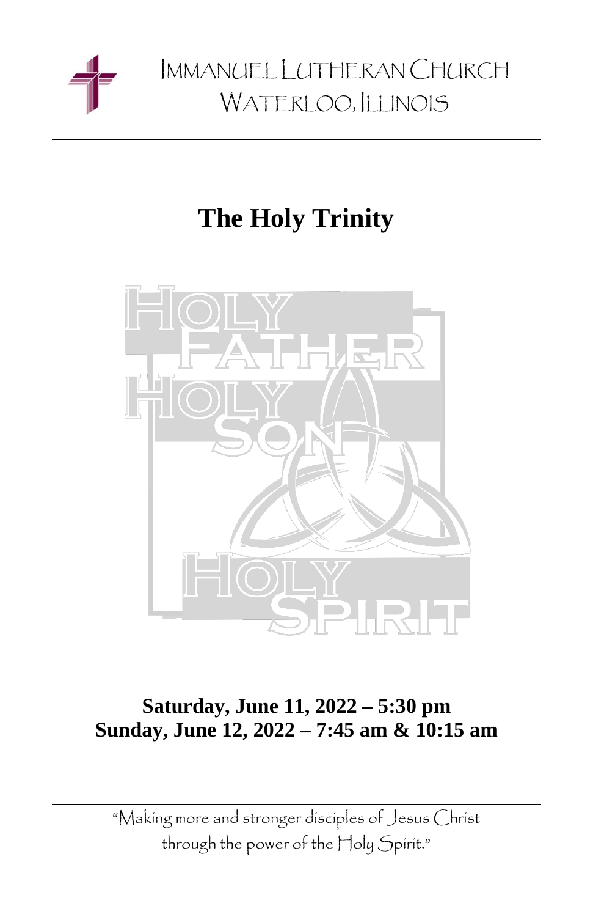# Immanuel Lutheran Church
## Waterloo, Illinois

# The Holy Trinity

**Saturday, June 11, 2022 – 5:30 pm**
**Sunday, June 12, 2022 – 7:45 am & 10:15 am**

"Making more and stronger disciples of Jesus Christ through the power of the Holy Spirit."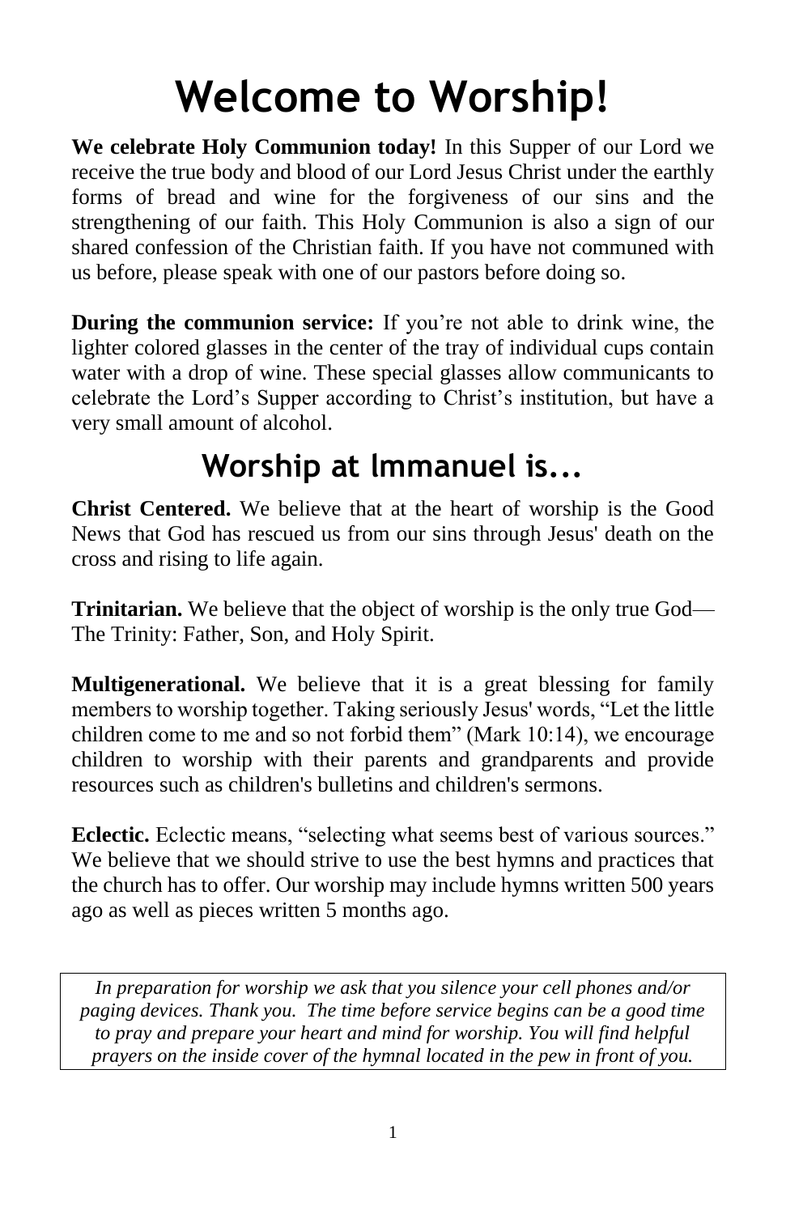# Welcome to Worship!

**We celebrate Holy Communion today!** In this Supper of our Lord we receive the true body and blood of our Lord Jesus Christ under the earthly forms of bread and wine for the forgiveness of our sins and the strengthening of our faith. This Holy Communion is also a sign of our shared confession of the Christian faith. If you have not communed with us before, please speak with one of our pastors before doing so.

**During the communion service:** If you're not able to drink wine, the lighter colored glasses in the center of the tray of individual cups contain water with a drop of wine. These special glasses allow communicants to celebrate the Lord's Supper according to Christ's institution, but have a very small amount of alcohol.

## Worship at Immanuel is...

**Christ Centered.** We believe that at the heart of worship is the Good News that God has rescued us from our sins through Jesus' death on the cross and rising to life again.

**Trinitarian.** We believe that the object of worship is the only true God—The Trinity: Father, Son, and Holy Spirit.

**Multigenerational.** We believe that it is a great blessing for family members to worship together. Taking seriously Jesus' words, "Let the little children come to me and so not forbid them" (Mark 10:14), we encourage children to worship with their parents and grandparents and provide resources such as children's bulletins and children's sermons.

**Eclectic.** Eclectic means, "selecting what seems best of various sources." We believe that we should strive to use the best hymns and practices that the church has to offer. Our worship may include hymns written 500 years ago as well as pieces written 5 months ago.

*In preparation for worship we ask that you silence your cell phones and/or paging devices. Thank you. The time before service begins can be a good time to pray and prepare your heart and mind for worship. You will find helpful prayers on the inside cover of the hymnal located in the pew in front of you.*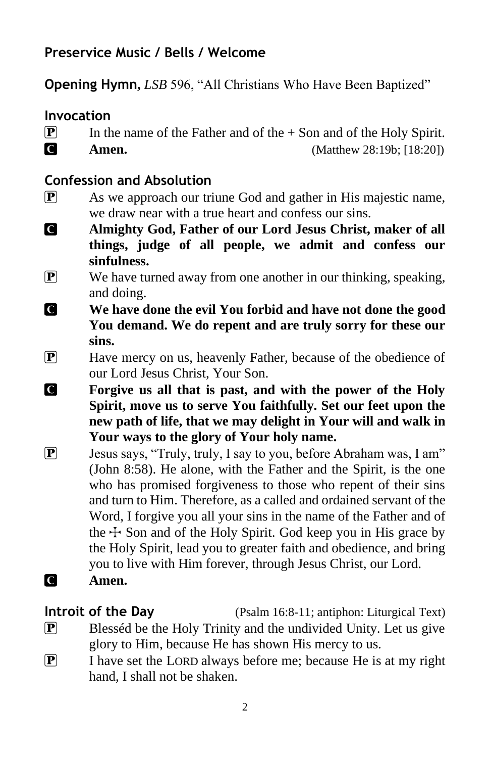## Preservice Music / Bells / Welcome

**Opening Hymn,** *LSB* 596, "All Christians Who Have Been Baptized"

## Invocation

P In the name of the Father and of the + Son and of the Holy Spirit.

C **Amen.** (Matthew 28:19b; [18:20])

## Confession and Absolution

P As we approach our triune God and gather in His majestic name, we draw near with a true heart and confess our sins.

C **Almighty God, Father of our Lord Jesus Christ, maker of all things, judge of all people, we admit and confess our sinfulness.**

P We have turned away from one another in our thinking, speaking, and doing.

C **We have done the evil You forbid and have not done the good You demand. We do repent and are truly sorry for these our sins.**

P Have mercy on us, heavenly Father, because of the obedience of our Lord Jesus Christ, Your Son.

C **Forgive us all that is past, and with the power of the Holy Spirit, move us to serve You faithfully. Set our feet upon the new path of life, that we may delight in Your will and walk in Your ways to the glory of Your holy name.**

P Jesus says, "Truly, truly, I say to you, before Abraham was, I am" (John 8:58). He alone, with the Father and the Spirit, is the one who has promised forgiveness to those who repent of their sins and turn to Him. Therefore, as a called and ordained servant of the Word, I forgive you all your sins in the name of the Father and of the ☩ Son and of the Holy Spirit. God keep you in His grace by the Holy Spirit, lead you to greater faith and obedience, and bring you to live with Him forever, through Jesus Christ, our Lord.

C **Amen.**

## Introit of the Day

(Psalm 16:8-11; antiphon: Liturgical Text)

P Blesséd be the Holy Trinity and the undivided Unity. Let us give glory to Him, because He has shown His mercy to us.

P I have set the LORD always before me; because He is at my right hand, I shall not be shaken.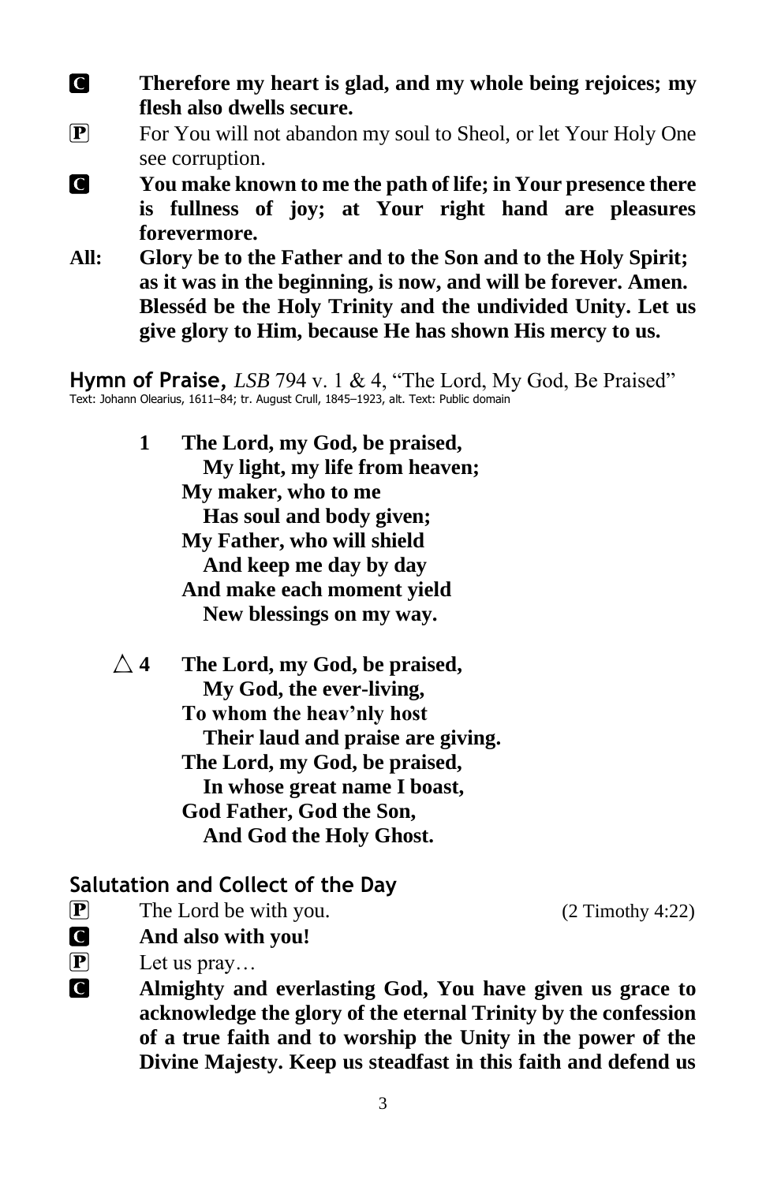**C** **Therefore my heart is glad, and my whole being rejoices; my flesh also dwells secure.**

**P** For You will not abandon my soul to Sheol, or let Your Holy One see corruption.

**C** **You make known to me the path of life; in Your presence there is fullness of joy; at Your right hand are pleasures forevermore.**

**All:** **Glory be to the Father and to the Son and to the Holy Spirit; as it was in the beginning, is now, and will be forever. Amen. Blesséd be the Holy Trinity and the undivided Unity. Let us give glory to Him, because He has shown His mercy to us.**

## Hymn of Praise, *LSB* 794 v. 1 & 4, "The Lord, My God, Be Praised"

Text: Johann Olearius, 1611–84; tr. August Crull, 1845–1923, alt. Text: Public domain

**1 The Lord, my God, be praised,**
**My light, my life from heaven;**
**My maker, who to me**
**Has soul and body given;**
**My Father, who will shield**
**And keep me day by day**
**And make each moment yield**
**New blessings on my way.**

△ **4 The Lord, my God, be praised,**
**My God, the ever-living,**
**To whom the heav'nly host**
**Their laud and praise are giving.**
**The Lord, my God, be praised,**
**In whose great name I boast,**
**God Father, God the Son,**
**And God the Holy Ghost.**

## Salutation and Collect of the Day

**P** The Lord be with you. (2 Timothy 4:22)

**C** **And also with you!**

**P** Let us pray…

**C** **Almighty and everlasting God, You have given us grace to acknowledge the glory of the eternal Trinity by the confession of a true faith and to worship the Unity in the power of the Divine Majesty. Keep us steadfast in this faith and defend us**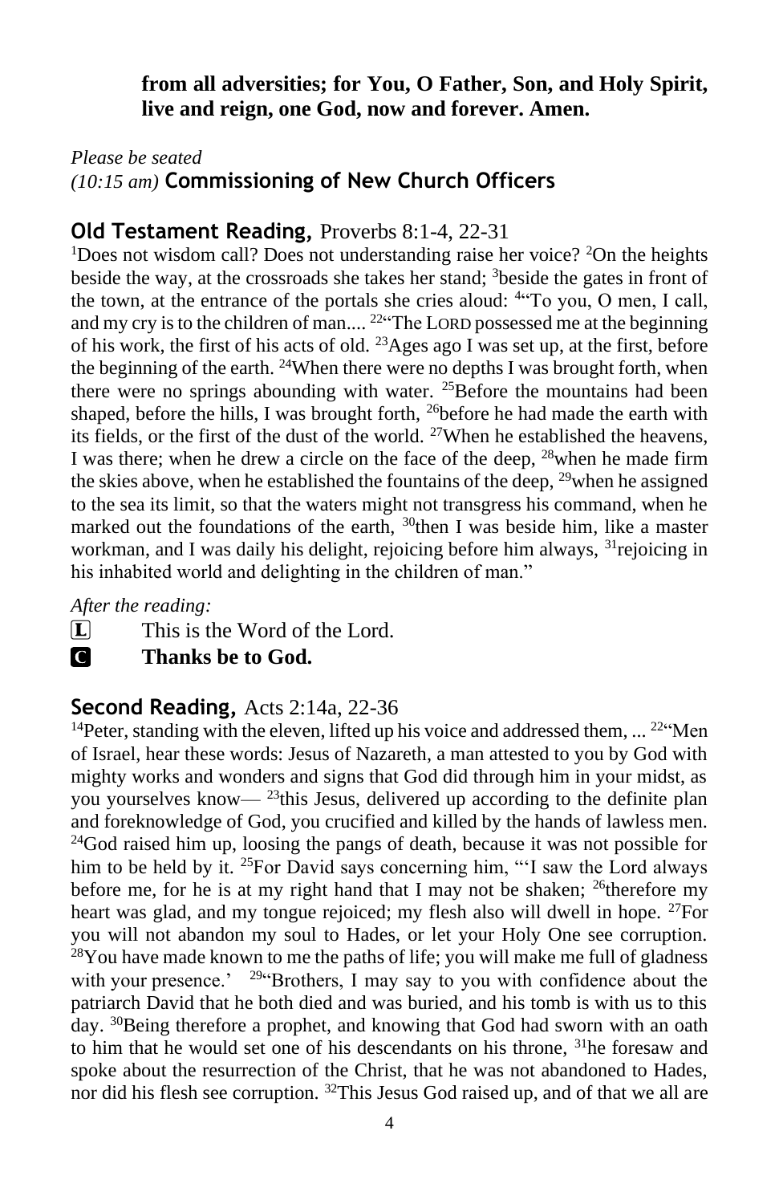**from all adversities; for You, O Father, Son, and Holy Spirit, live and reign, one God, now and forever. Amen.**

*Please be seated*

*(10:15 am)* **Commissioning of New Church Officers**

## **Old Testament Reading,** Proverbs 8:1-4, 22-31

[1]Does not wisdom call? Does not understanding raise her voice? [2]On the heights beside the way, at the crossroads she takes her stand; [3]beside the gates in front of the town, at the entrance of the portals she cries aloud: [4]"To you, O men, I call, and my cry is to the children of man.... [22]"The LORD possessed me at the beginning of his work, the first of his acts of old. [23]Ages ago I was set up, at the first, before the beginning of the earth. [24]When there were no depths I was brought forth, when there were no springs abounding with water. [25]Before the mountains had been shaped, before the hills, I was brought forth, [26]before he had made the earth with its fields, or the first of the dust of the world. [27]When he established the heavens, I was there; when he drew a circle on the face of the deep, [28]when he made firm the skies above, when he established the fountains of the deep, [29]when he assigned to the sea its limit, so that the waters might not transgress his command, when he marked out the foundations of the earth, [30]then I was beside him, like a master workman, and I was daily his delight, rejoicing before him always, [31]rejoicing in his inhabited world and delighting in the children of man."

*After the reading:*

L  This is the Word of the Lord.

C  **Thanks be to God.**

## **Second Reading,** Acts 2:14a, 22-36

[14]Peter, standing with the eleven, lifted up his voice and addressed them, ... [22]"Men of Israel, hear these words: Jesus of Nazareth, a man attested to you by God with mighty works and wonders and signs that God did through him in your midst, as you yourselves know— [23]this Jesus, delivered up according to the definite plan and foreknowledge of God, you crucified and killed by the hands of lawless men. [24]God raised him up, loosing the pangs of death, because it was not possible for him to be held by it. [25]For David says concerning him, "'I saw the Lord always before me, for he is at my right hand that I may not be shaken; [26]therefore my heart was glad, and my tongue rejoiced; my flesh also will dwell in hope. [27]For you will not abandon my soul to Hades, or let your Holy One see corruption. [28]You have made known to me the paths of life; you will make me full of gladness with your presence.' [29]"Brothers, I may say to you with confidence about the patriarch David that he both died and was buried, and his tomb is with us to this day. [30]Being therefore a prophet, and knowing that God had sworn with an oath to him that he would set one of his descendants on his throne, [31]he foresaw and spoke about the resurrection of the Christ, that he was not abandoned to Hades, nor did his flesh see corruption. [32]This Jesus God raised up, and of that we all are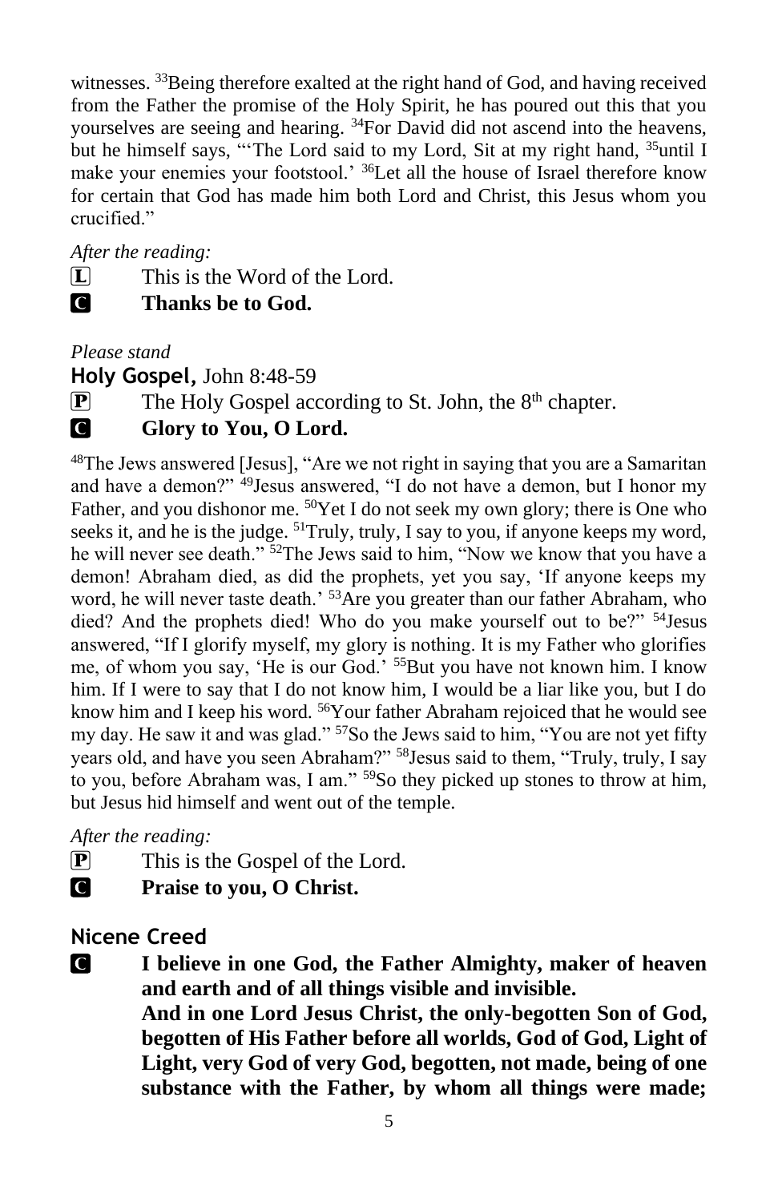witnesses. [33]Being therefore exalted at the right hand of God, and having received from the Father the promise of the Holy Spirit, he has poured out this that you yourselves are seeing and hearing. [34]For David did not ascend into the heavens, but he himself says, "'The Lord said to my Lord, Sit at my right hand, [35]until I make your enemies your footstool.' [36]Let all the house of Israel therefore know for certain that God has made him both Lord and Christ, this Jesus whom you crucified."

*After the reading:*

L This is the Word of the Lord.

C **Thanks be to God.**

*Please stand*

**Holy Gospel,** John 8:48-59

P The Holy Gospel according to St. John, the 8th chapter.

C **Glory to You, O Lord.**

[48]The Jews answered [Jesus], "Are we not right in saying that you are a Samaritan and have a demon?" [49]Jesus answered, "I do not have a demon, but I honor my Father, and you dishonor me. [50]Yet I do not seek my own glory; there is One who seeks it, and he is the judge. [51]Truly, truly, I say to you, if anyone keeps my word, he will never see death." [52]The Jews said to him, "Now we know that you have a demon! Abraham died, as did the prophets, yet you say, 'If anyone keeps my word, he will never taste death.' [53]Are you greater than our father Abraham, who died? And the prophets died! Who do you make yourself out to be?" [54]Jesus answered, "If I glorify myself, my glory is nothing. It is my Father who glorifies me, of whom you say, 'He is our God.' [55]But you have not known him. I know him. If I were to say that I do not know him, I would be a liar like you, but I do know him and I keep his word. [56]Your father Abraham rejoiced that he would see my day. He saw it and was glad." [57]So the Jews said to him, "You are not yet fifty years old, and have you seen Abraham?" [58]Jesus said to them, "Truly, truly, I say to you, before Abraham was, I am." [59]So they picked up stones to throw at him, but Jesus hid himself and went out of the temple.

*After the reading:*

P This is the Gospel of the Lord.

C **Praise to you, O Christ.**

## Nicene Creed

C **I believe in one God, the Father Almighty, maker of heaven and earth and of all things visible and invisible.**
**And in one Lord Jesus Christ, the only-begotten Son of God, begotten of His Father before all worlds, God of God, Light of Light, very God of very God, begotten, not made, being of one substance with the Father, by whom all things were made;**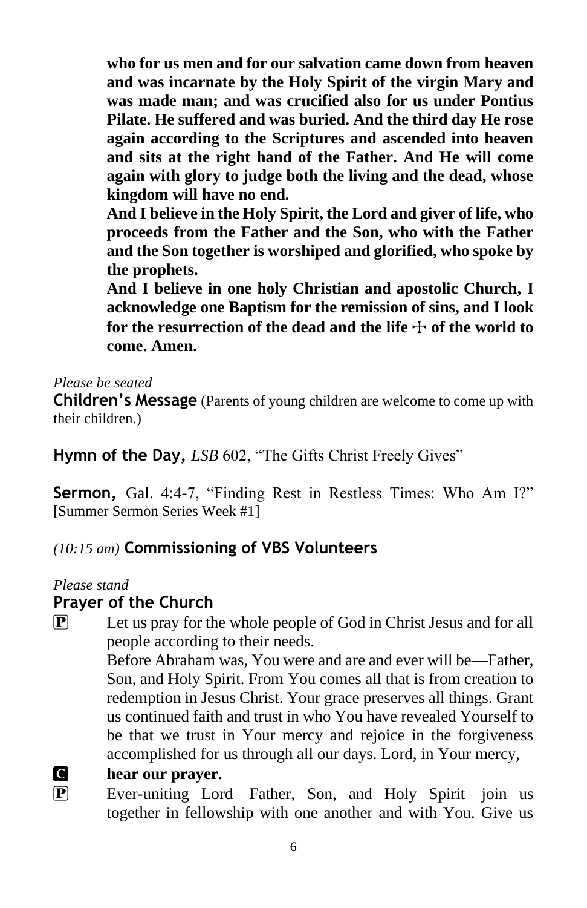**who for us men and for our salvation came down from heaven and was incarnate by the Holy Spirit of the virgin Mary and was made man; and was crucified also for us under Pontius Pilate. He suffered and was buried. And the third day He rose again according to the Scriptures and ascended into heaven and sits at the right hand of the Father. And He will come again with glory to judge both the living and the dead, whose kingdom will have no end.**

**And I believe in the Holy Spirit, the Lord and giver of life, who proceeds from the Father and the Son, who with the Father and the Son together is worshiped and glorified, who spoke by the prophets.**

**And I believe in one holy Christian and apostolic Church, I acknowledge one Baptism for the remission of sins, and I look for the resurrection of the dead and the life ☩ of the world to come. Amen.**

*Please be seated*

**Children's Message** (Parents of young children are welcome to come up with their children.)

**Hymn of the Day,** *LSB* 602, "The Gifts Christ Freely Gives"

**Sermon,** Gal. 4:4-7, "Finding Rest in Restless Times: Who Am I?" [Summer Sermon Series Week #1]

*(10:15 am)* **Commissioning of VBS Volunteers**

*Please stand*

**Prayer of the Church**

P Let us pray for the whole people of God in Christ Jesus and for all people according to their needs.

Before Abraham was, You were and are and ever will be—Father, Son, and Holy Spirit. From You comes all that is from creation to redemption in Jesus Christ. Your grace preserves all things. Grant us continued faith and trust in who You have revealed Yourself to be that we trust in Your mercy and rejoice in the forgiveness accomplished for us through all our days. Lord, in Your mercy,

C **hear our prayer.**

P Ever-uniting Lord—Father, Son, and Holy Spirit—join us together in fellowship with one another and with You. Give us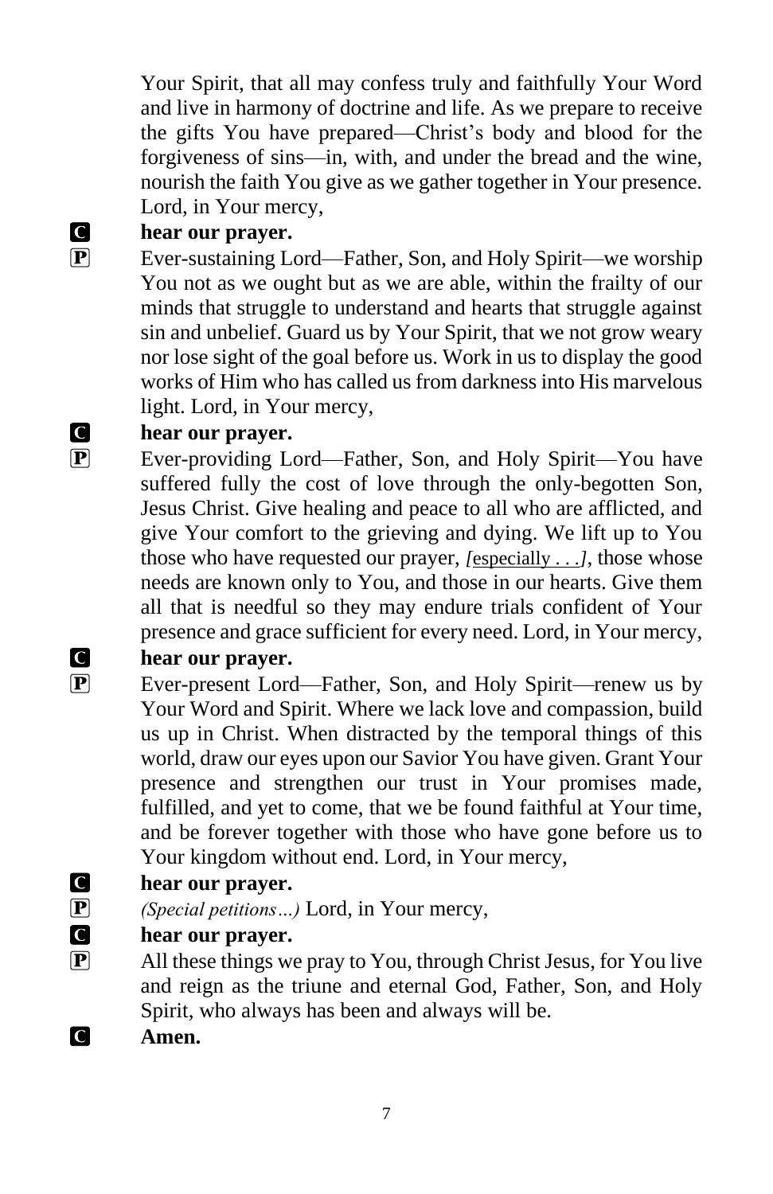Your Spirit, that all may confess truly and faithfully Your Word and live in harmony of doctrine and life. As we prepare to receive the gifts You have prepared—Christ's body and blood for the forgiveness of sins—in, with, and under the bread and the wine, nourish the faith You give as we gather together in Your presence. Lord, in Your mercy,

**C** **hear our prayer.**

**P** Ever-sustaining Lord—Father, Son, and Holy Spirit—we worship You not as we ought but as we are able, within the frailty of our minds that struggle to understand and hearts that struggle against sin and unbelief. Guard us by Your Spirit, that we not grow weary nor lose sight of the goal before us. Work in us to display the good works of Him who has called us from darkness into His marvelous light. Lord, in Your mercy,

**C** **hear our prayer.**

**P** Ever-providing Lord—Father, Son, and Holy Spirit—You have suffered fully the cost of love through the only-begotten Son, Jesus Christ. Give healing and peace to all who are afflicted, and give Your comfort to the grieving and dying. We lift up to You those who have requested our prayer, *[*especially . . .*]*, those whose needs are known only to You, and those in our hearts. Give them all that is needful so they may endure trials confident of Your presence and grace sufficient for every need. Lord, in Your mercy,

**C** **hear our prayer.**

**P** Ever-present Lord—Father, Son, and Holy Spirit—renew us by Your Word and Spirit. Where we lack love and compassion, build us up in Christ. When distracted by the temporal things of this world, draw our eyes upon our Savior You have given. Grant Your presence and strengthen our trust in Your promises made, fulfilled, and yet to come, that we be found faithful at Your time, and be forever together with those who have gone before us to Your kingdom without end. Lord, in Your mercy,

**C** **hear our prayer.**

**P** *(Special petitions…)* Lord, in Your mercy,

**C** **hear our prayer.**

**P** All these things we pray to You, through Christ Jesus, for You live and reign as the triune and eternal God, Father, Son, and Holy Spirit, who always has been and always will be.

**C** **Amen.**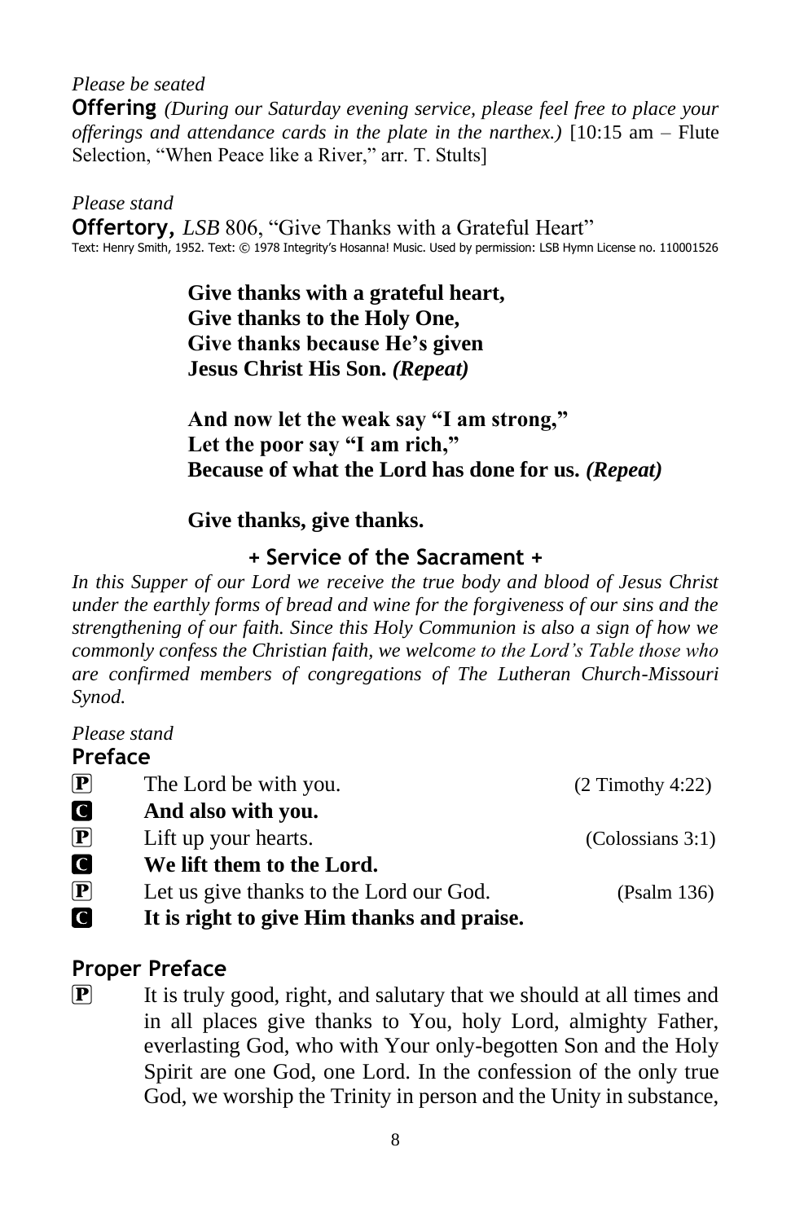*Please be seated*

**Offering** *(During our Saturday evening service, please feel free to place your offerings and attendance cards in the plate in the narthex.)* [10:15 am – Flute Selection, "When Peace like a River," arr. T. Stults]

*Please stand*

**Offertory,** *LSB* 806, "Give Thanks with a Grateful Heart"

Text: Henry Smith, 1952. Text: © 1978 Integrity's Hosanna! Music. Used by permission: LSB Hymn License no. 110001526

**Give thanks with a grateful heart,**
**Give thanks to the Holy One,**
**Give thanks because He's given**
**Jesus Christ His Son.** ***(Repeat)***

**And now let the weak say "I am strong,"**
**Let the poor say "I am rich,"**
**Because of what the Lord has done for us.** ***(Repeat)***

**Give thanks, give thanks.**

## + Service of the Sacrament +

*In this Supper of our Lord we receive the true body and blood of Jesus Christ under the earthly forms of bread and wine for the forgiveness of our sins and the strengthening of our faith. Since this Holy Communion is also a sign of how we commonly confess the Christian faith, we welcome to the Lord's Table those who are confirmed members of congregations of The Lutheran Church-Missouri Synod.*

*Please stand*

**Preface**

P The Lord be with you. (2 Timothy 4:22)
C **And also with you.**
P Lift up your hearts. (Colossians 3:1)
C **We lift them to the Lord.**
P Let us give thanks to the Lord our God. (Psalm 136)
C **It is right to give Him thanks and praise.**

**Proper Preface**

P It is truly good, right, and salutary that we should at all times and in all places give thanks to You, holy Lord, almighty Father, everlasting God, who with Your only-begotten Son and the Holy Spirit are one God, one Lord. In the confession of the only true God, we worship the Trinity in person and the Unity in substance,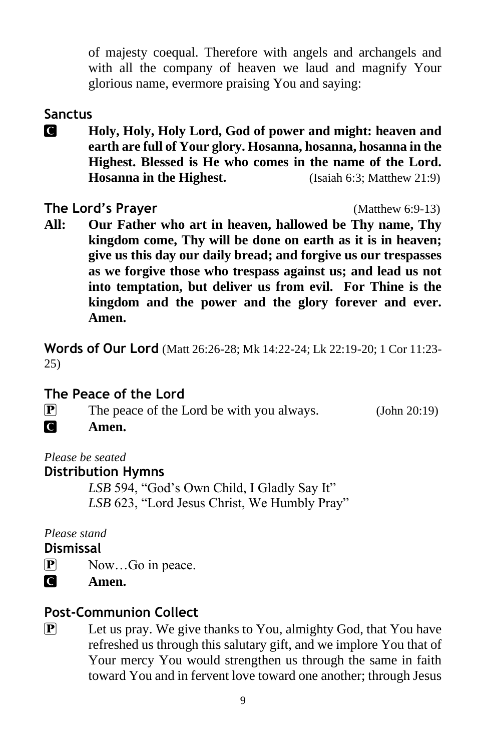of majesty coequal. Therefore with angels and archangels and with all the company of heaven we laud and magnify Your glorious name, evermore praising You and saying:

## Sanctus

**C** **Holy, Holy, Holy Lord, God of power and might: heaven and earth are full of Your glory. Hosanna, hosanna, hosanna in the Highest. Blessed is He who comes in the name of the Lord. Hosanna in the Highest.** (Isaiah 6:3; Matthew 21:9)

## The Lord's Prayer (Matthew 6:9-13)

**All:** **Our Father who art in heaven, hallowed be Thy name, Thy kingdom come, Thy will be done on earth as it is in heaven; give us this day our daily bread; and forgive us our trespasses as we forgive those who trespass against us; and lead us not into temptation, but deliver us from evil. For Thine is the kingdom and the power and the glory forever and ever. Amen.**

## Words of Our Lord (Matt 26:26-28; Mk 14:22-24; Lk 22:19-20; 1 Cor 11:23-25)

## The Peace of the Lord

**P** The peace of the Lord be with you always. (John 20:19)

**C** **Amen.**

*Please be seated*

## Distribution Hymns

*LSB* 594, "God's Own Child, I Gladly Say It"
*LSB* 623, "Lord Jesus Christ, We Humbly Pray"

*Please stand*

## Dismissal

**P** Now…Go in peace.

**C** **Amen.**

## Post-Communion Collect

**P** Let us pray. We give thanks to You, almighty God, that You have refreshed us through this salutary gift, and we implore You that of Your mercy You would strengthen us through the same in faith toward You and in fervent love toward one another; through Jesus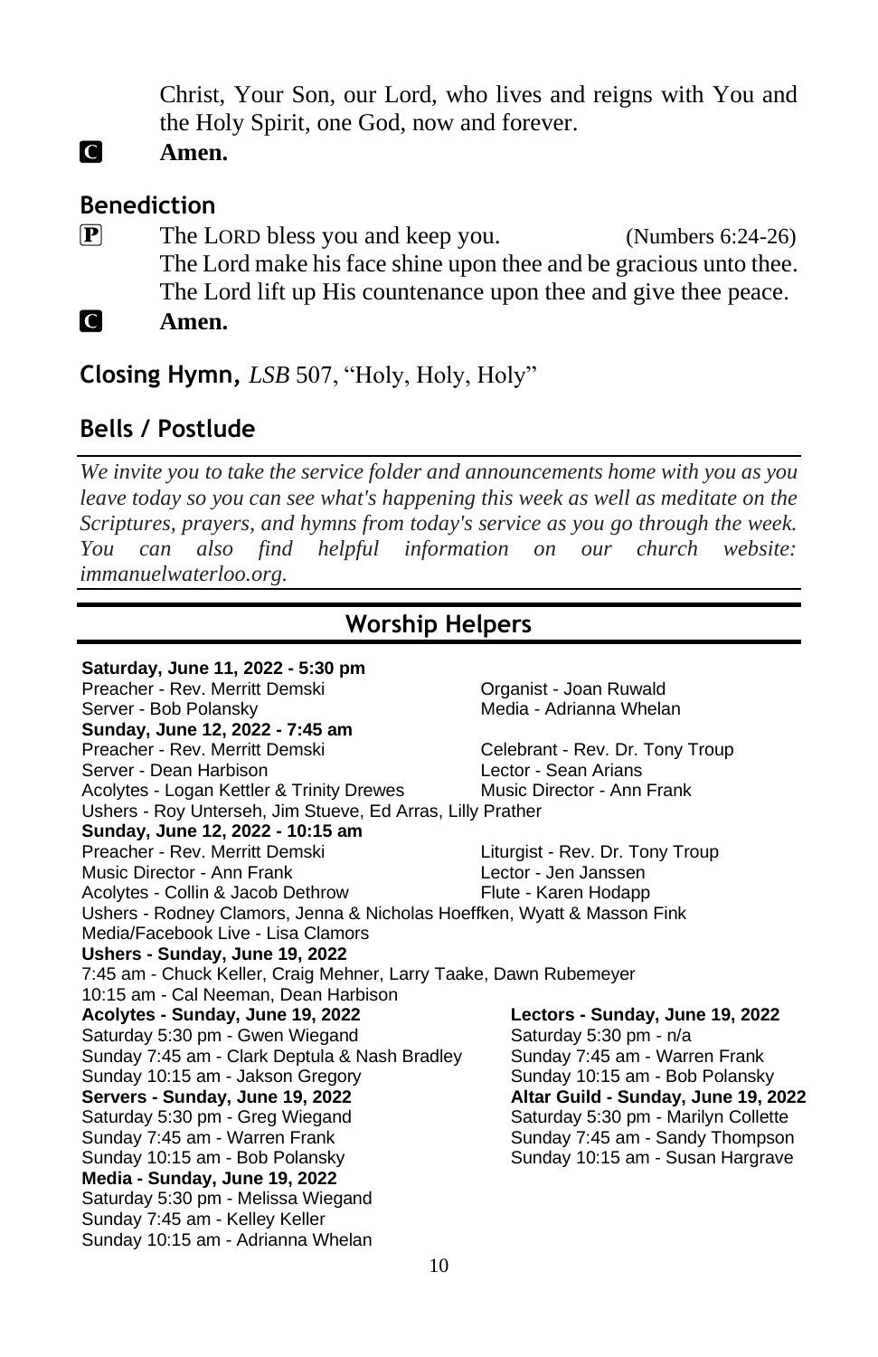Christ, Your Son, our Lord, who lives and reigns with You and the Holy Spirit, one God, now and forever.

**C** **Amen.**

## Benediction

**P** The LORD bless you and keep you. (Numbers 6:24-26)
The Lord make his face shine upon thee and be gracious unto thee.
The Lord lift up His countenance upon thee and give thee peace.

**C** **Amen.**

## Closing Hymn, *LSB* 507, "Holy, Holy, Holy"

## Bells / Postlude

*We invite you to take the service folder and announcements home with you as you leave today so you can see what's happening this week as well as meditate on the Scriptures, prayers, and hymns from today's service as you go through the week. You can also find helpful information on our church website: immanuelwaterloo.org.*

## Worship Helpers

**Saturday, June 11, 2022 - 5:30 pm**
Preacher - Rev. Merritt Demski
Organist - Joan Ruwald
Server - Bob Polansky
Media - Adrianna Whelan

**Sunday, June 12, 2022 - 7:45 am**
Preacher - Rev. Merritt Demski
Celebrant - Rev. Dr. Tony Troup
Server - Dean Harbison
Lector - Sean Arians
Acolytes - Logan Kettler & Trinity Drewes
Music Director - Ann Frank
Ushers - Roy Unterseh, Jim Stueve, Ed Arras, Lilly Prather

**Sunday, June 12, 2022 - 10:15 am**
Preacher - Rev. Merritt Demski
Liturgist - Rev. Dr. Tony Troup
Music Director - Ann Frank
Lector - Jen Janssen
Acolytes - Collin & Jacob Dethrow
Flute - Karen Hodapp
Ushers - Rodney Clamors, Jenna & Nicholas Hoeffken, Wyatt & Masson Fink
Media/Facebook Live - Lisa Clamors

**Ushers - Sunday, June 19, 2022**
7:45 am - Chuck Keller, Craig Mehner, Larry Taake, Dawn Rubemeyer
10:15 am - Cal Neeman, Dean Harbison

**Acolytes - Sunday, June 19, 2022**
Saturday 5:30 pm - Gwen Wiegand
Sunday 7:45 am - Clark Deptula & Nash Bradley
Sunday 10:15 am - Jakson Gregory

**Servers - Sunday, June 19, 2022**
Saturday 5:30 pm - Greg Wiegand
Sunday 7:45 am - Warren Frank
Sunday 10:15 am - Bob Polansky

**Media - Sunday, June 19, 2022**
Saturday 5:30 pm - Melissa Wiegand
Sunday 7:45 am - Kelley Keller
Sunday 10:15 am - Adrianna Whelan

**Lectors - Sunday, June 19, 2022**
Saturday 5:30 pm - n/a
Sunday 7:45 am - Warren Frank
Sunday 10:15 am - Bob Polansky

**Altar Guild - Sunday, June 19, 2022**
Saturday 5:30 pm - Marilyn Collette
Sunday 7:45 am - Sandy Thompson
Sunday 10:15 am - Susan Hargrave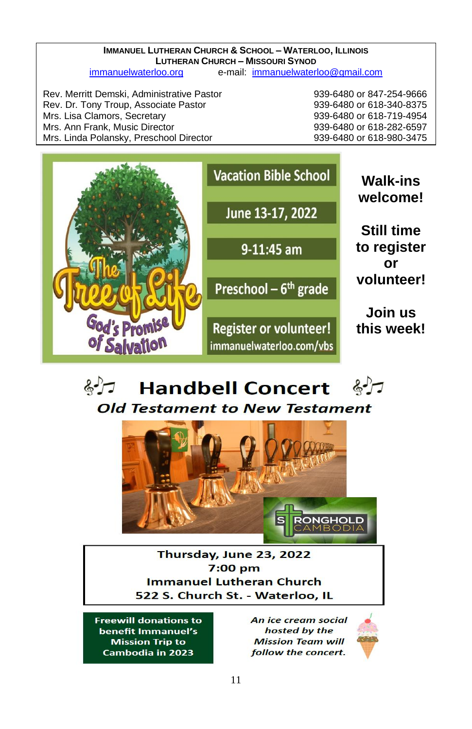**IMMANUEL LUTHERAN CHURCH & SCHOOL – WATERLOO, ILLINOIS**
**LUTHERAN CHURCH – MISSOURI SYNOD**

immanuelwaterloo.org e-mail: immanuelwaterloo@gmail.com

| | |
|---|---|
| Rev. Merritt Demski, Administrative Pastor | 939-6480 or 847-254-9666 |
| Rev. Dr. Tony Troup, Associate Pastor | 939-6480 or 618-340-8375 |
| Mrs. Lisa Clamors, Secretary | 939-6480 or 618-719-4954 |
| Mrs. Ann Frank, Music Director | 939-6480 or 618-282-6597 |
| Mrs. Linda Polansky, Preschool Director | 939-6480 or 618-980-3475 |

The Tree of Life
God's Promise of Salvation

Vacation Bible School

June 13-17, 2022

9-11:45 am

Preschool – 6th grade

Register or volunteer!
immanuelwaterloo.com/vbs

**Walk-ins welcome!**

**Still time to register or volunteer!**

**Join us this week!**

# Handbell Concert

## *Old Testament to New Testament*

STRONGHOLD CAMBODIA

**Thursday, June 23, 2022**
**7:00 pm**
**Immanuel Lutheran Church**
**522 S. Church St. - Waterloo, IL**

**Freewill donations to benefit Immanuel's Mission Trip to Cambodia in 2023**

***An ice cream social hosted by the Mission Team will follow the concert.***